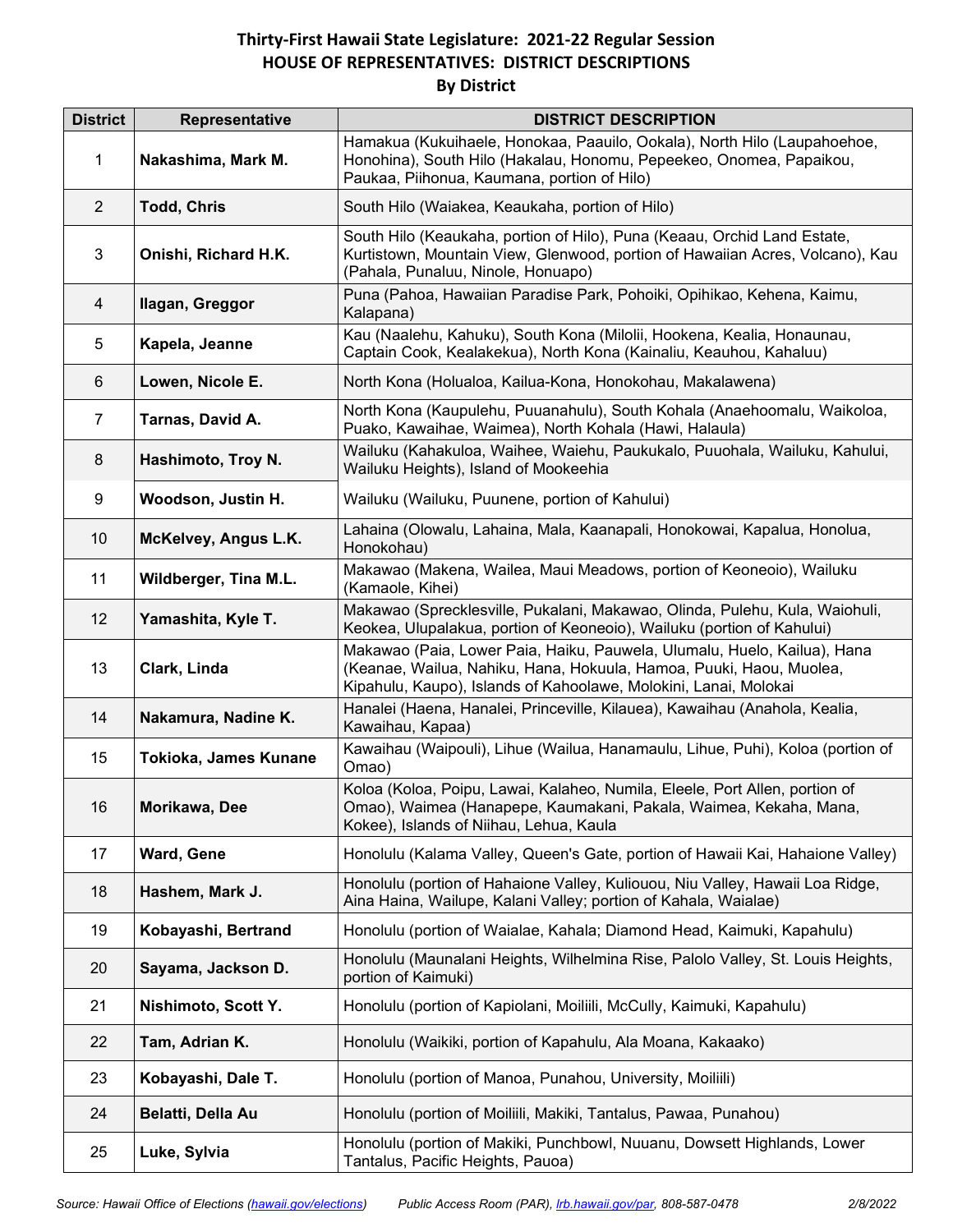# Thirty-First Hawaii State Legislature: 2021-22 Regular Session
## HOUSE OF REPRESENTATIVES: DISTRICT DESCRIPTIONS
### By District

| District | Representative | DISTRICT DESCRIPTION |
|---|---|---|
| 1 | **Nakashima, Mark M.** | Hamakua (Kukuihaele, Honokaa, Paauilo, Ookala), North Hilo (Laupahoehoe, Honohina), South Hilo (Hakalau, Honomu, Pepeekeo, Onomea, Papaikou, Paukaa, Piihonua, Kaumana, portion of Hilo) |
| 2 | **Todd, Chris** | South Hilo (Waiakea, Keaukaha, portion of Hilo) |
| 3 | **Onishi, Richard H.K.** | South Hilo (Keaukaha, portion of Hilo), Puna (Keaau, Orchid Land Estate, Kurtistown, Mountain View, Glenwood, portion of Hawaiian Acres, Volcano), Kau (Pahala, Punaluu, Ninole, Honuapo) |
| 4 | **Ilagan, Greggor** | Puna (Pahoa, Hawaiian Paradise Park, Pohoiki, Opihikao, Kehena, Kaimu, Kalapana) |
| 5 | **Kapela, Jeanne** | Kau (Naalehu, Kahuku), South Kona (Milolii, Hookena, Kealia, Honaunau, Captain Cook, Kealakekua), North Kona (Kainaliu, Keauhou, Kahaluu) |
| 6 | **Lowen, Nicole E.** | North Kona (Holualoa, Kailua-Kona, Honokohau, Makalawena) |
| 7 | **Tarnas, David A.** | North Kona (Kaupulehu, Puuanahulu), South Kohala (Anaehoomalu, Waikoloa, Puako, Kawaihae, Waimea), North Kohala (Hawi, Halaula) |
| 8 | **Hashimoto, Troy N.** | Wailuku (Kahakuloa, Waihee, Waiehu, Paukukalo, Puuohala, Wailuku, Kahului, Wailuku Heights), Island of Mookeehia |
| 9 | **Woodson, Justin H.** | Wailuku (Wailuku, Puunene, portion of Kahului) |
| 10 | **McKelvey, Angus L.K.** | Lahaina (Olowalu, Lahaina, Mala, Kaanapali, Honokowai, Kapalua, Honolua, Honokohau) |
| 11 | **Wildberger, Tina M.L.** | Makawao (Makena, Wailea, Maui Meadows, portion of Keoneoio), Wailuku (Kamaole, Kihei) |
| 12 | **Yamashita, Kyle T.** | Makawao (Sprecklesville, Pukalani, Makawao, Olinda, Pulehu, Kula, Waiohuli, Keokea, Ulupalakua, portion of Keoneoio), Wailuku (portion of Kahului) |
| 13 | **Clark, Linda** | Makawao (Paia, Lower Paia, Haiku, Pauwela, Ulumalu, Huelo, Kailua), Hana (Keanae, Wailua, Nahiku, Hana, Hokuula, Hamoa, Puuki, Haou, Muolea, Kipahulu, Kaupo), Islands of Kahoolawe, Molokini, Lanai, Molokai |
| 14 | **Nakamura, Nadine K.** | Hanalei (Haena, Hanalei, Princeville, Kilauea), Kawaihau (Anahola, Kealia, Kawaihau, Kapaa) |
| 15 | **Tokioka, James Kunane** | Kawaihau (Waipouli), Lihue (Wailua, Hanamaulu, Lihue, Puhi), Koloa (portion of Omao) |
| 16 | **Morikawa, Dee** | Koloa (Koloa, Poipu, Lawai, Kalaheo, Numila, Eleele, Port Allen, portion of Omao), Waimea (Hanapepe, Kaumakani, Pakala, Waimea, Kekaha, Mana, Kokee), Islands of Niihau, Lehua, Kaula |
| 17 | **Ward, Gene** | Honolulu (Kalama Valley, Queen's Gate, portion of Hawaii Kai, Hahaione Valley) |
| 18 | **Hashem, Mark J.** | Honolulu (portion of Hahaione Valley, Kuliouou, Niu Valley, Hawaii Loa Ridge, Aina Haina, Wailupe, Kalani Valley; portion of Kahala, Waialae) |
| 19 | **Kobayashi, Bertrand** | Honolulu (portion of Waialae, Kahala; Diamond Head, Kaimuki, Kapahulu) |
| 20 | **Sayama, Jackson D.** | Honolulu (Maunalani Heights, Wilhelmina Rise, Palolo Valley, St. Louis Heights, portion of Kaimuki) |
| 21 | **Nishimoto, Scott Y.** | Honolulu (portion of Kapiolani, Moiliili, McCully, Kaimuki, Kapahulu) |
| 22 | **Tam, Adrian K.** | Honolulu (Waikiki, portion of Kapahulu, Ala Moana, Kakaako) |
| 23 | **Kobayashi, Dale T.** | Honolulu (portion of Manoa, Punahou, University, Moiliili) |
| 24 | **Belatti, Della Au** | Honolulu (portion of Moiliili, Makiki, Tantalus, Pawaa, Punahou) |
| 25 | **Luke, Sylvia** | Honolulu (portion of Makiki, Punchbowl, Nuuanu, Dowsett Highlands, Lower Tantalus, Pacific Heights, Pauoa) |

*Source: Hawaii Office of Elections (hawaii.gov/elections)* *Public Access Room (PAR), lrb.hawaii.gov/par, 808-587-0478* *2/8/2022*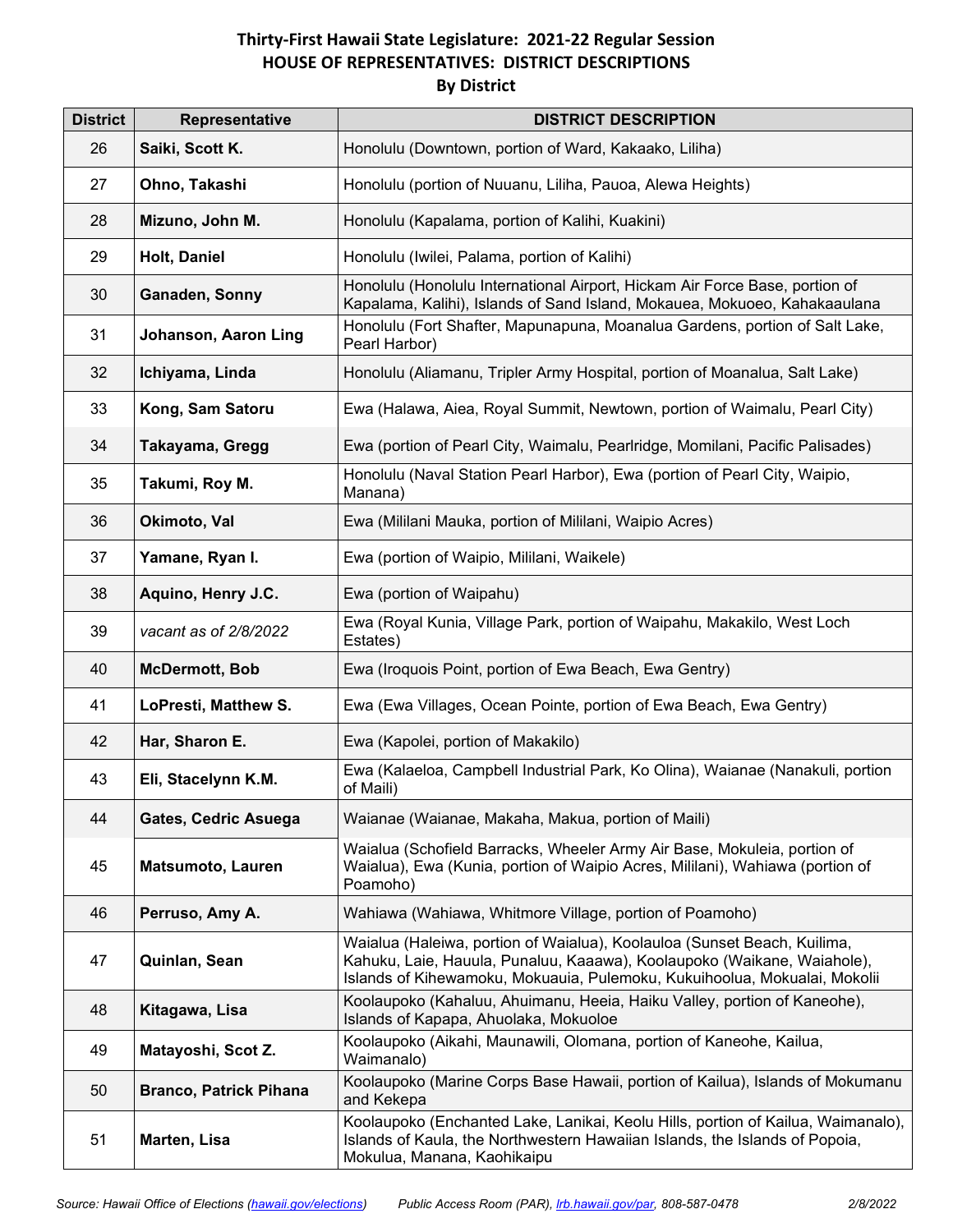**Thirty-First Hawaii State Legislature: 2021-22 Regular Session**
**HOUSE OF REPRESENTATIVES: DISTRICT DESCRIPTIONS**
**By District**

| District | Representative | DISTRICT DESCRIPTION |
|---|---|---|
| 26 | **Saiki, Scott K.** | Honolulu (Downtown, portion of Ward, Kakaako, Liliha) |
| 27 | **Ohno, Takashi** | Honolulu (portion of Nuuanu, Liliha, Pauoa, Alewa Heights) |
| 28 | **Mizuno, John M.** | Honolulu (Kapalama, portion of Kalihi, Kuakini) |
| 29 | **Holt, Daniel** | Honolulu (Iwilei, Palama, portion of Kalihi) |
| 30 | **Ganaden, Sonny** | Honolulu (Honolulu International Airport, Hickam Air Force Base, portion of Kapalama, Kalihi), Islands of Sand Island, Mokauea, Mokuoeo, Kahakaaulana |
| 31 | **Johanson, Aaron Ling** | Honolulu (Fort Shafter, Mapunapuna, Moanalua Gardens, portion of Salt Lake, Pearl Harbor) |
| 32 | **Ichiyama, Linda** | Honolulu (Aliamanu, Tripler Army Hospital, portion of Moanalua, Salt Lake) |
| 33 | **Kong, Sam Satoru** | Ewa (Halawa, Aiea, Royal Summit, Newtown, portion of Waimalu, Pearl City) |
| 34 | **Takayama, Gregg** | Ewa (portion of Pearl City, Waimalu, Pearlridge, Momilani, Pacific Palisades) |
| 35 | **Takumi, Roy M.** | Honolulu (Naval Station Pearl Harbor), Ewa (portion of Pearl City, Waipio, Manana) |
| 36 | **Okimoto, Val** | Ewa (Mililani Mauka, portion of Mililani, Waipio Acres) |
| 37 | **Yamane, Ryan I.** | Ewa (portion of Waipio, Mililani, Waikele) |
| 38 | **Aquino, Henry J.C.** | Ewa (portion of Waipahu) |
| 39 | *vacant as of 2/8/2022* | Ewa (Royal Kunia, Village Park, portion of Waipahu, Makakilo, West Loch Estates) |
| 40 | **McDermott, Bob** | Ewa (Iroquois Point, portion of Ewa Beach, Ewa Gentry) |
| 41 | **LoPresti, Matthew S.** | Ewa (Ewa Villages, Ocean Pointe, portion of Ewa Beach, Ewa Gentry) |
| 42 | **Har, Sharon E.** | Ewa (Kapolei, portion of Makakilo) |
| 43 | **Eli, Stacelynn K.M.** | Ewa (Kalaeloa, Campbell Industrial Park, Ko Olina), Waianae (Nanakuli, portion of Maili) |
| 44 | **Gates, Cedric Asuega** | Waianae (Waianae, Makaha, Makua, portion of Maili) |
| 45 | **Matsumoto, Lauren** | Waialua (Schofield Barracks, Wheeler Army Air Base, Mokuleia, portion of Waialua), Ewa (Kunia, portion of Waipio Acres, Mililani), Wahiawa (portion of Poamoho) |
| 46 | **Perruso, Amy A.** | Wahiawa (Wahiawa, Whitmore Village, portion of Poamoho) |
| 47 | **Quinlan, Sean** | Waialua (Haleiwa, portion of Waialua), Koolauloa (Sunset Beach, Kuilima, Kahuku, Laie, Hauula, Punaluu, Kaaawa), Koolaupoko (Waikane, Waiahole), Islands of Kihewamoku, Mokuauia, Pulemoku, Kukuihoolua, Mokualai, Mokolii |
| 48 | **Kitagawa, Lisa** | Koolaupoko (Kahaluu, Ahuimanu, Heeia, Haiku Valley, portion of Kaneohe), Islands of Kapapa, Ahuolaka, Mokuoloe |
| 49 | **Matayoshi, Scot Z.** | Koolaupoko (Aikahi, Maunawili, Olomana, portion of Kaneohe, Kailua, Waimanalo) |
| 50 | **Branco, Patrick Pihana** | Koolaupoko (Marine Corps Base Hawaii, portion of Kailua), Islands of Mokumanu and Kekepa |
| 51 | **Marten, Lisa** | Koolaupoko (Enchanted Lake, Lanikai, Keolu Hills, portion of Kailua, Waimanalo), Islands of Kaula, the Northwestern Hawaiian Islands, the Islands of Popoia, Mokulua, Manana, Kaohikaipu |

*Source: Hawaii Office of Elections (hawaii.gov/elections)* *Public Access Room (PAR), lrb.hawaii.gov/par, 808-587-0478* *2/8/2022*